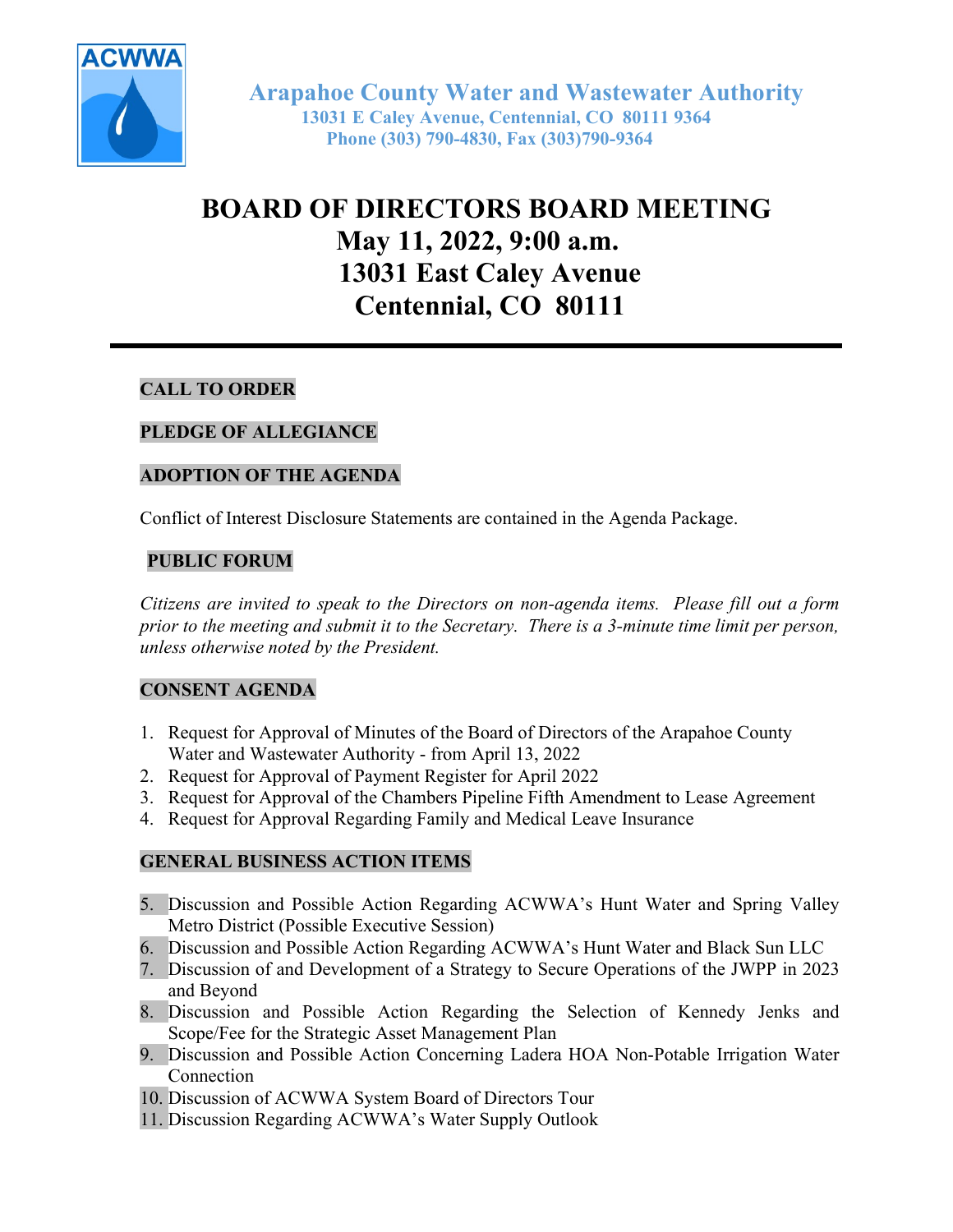ACWWA

**Arapahoe County Water and Wastewater Authority**
**13031 E Caley Avenue, Centennial, CO 80111 9364**
**Phone (303) 790-4830, Fax (303)790-9364**

# BOARD OF DIRECTORS BOARD MEETING
# May 11, 2022, 9:00 a.m.
# 13031 East Caley Avenue
# Centennial, CO 80111

---

**CALL TO ORDER**

**PLEDGE OF ALLEGIANCE**

**ADOPTION OF THE AGENDA**

Conflict of Interest Disclosure Statements are contained in the Agenda Package.

**PUBLIC FORUM**

*Citizens are invited to speak to the Directors on non-agenda items. Please fill out a form prior to the meeting and submit it to the Secretary. There is a 3-minute time limit per person, unless otherwise noted by the President.*

**CONSENT AGENDA**

1. Request for Approval of Minutes of the Board of Directors of the Arapahoe County Water and Wastewater Authority - from April 13, 2022
2. Request for Approval of Payment Register for April 2022
3. Request for Approval of the Chambers Pipeline Fifth Amendment to Lease Agreement
4. Request for Approval Regarding Family and Medical Leave Insurance

**GENERAL BUSINESS ACTION ITEMS**

5. Discussion and Possible Action Regarding ACWWA's Hunt Water and Spring Valley Metro District (Possible Executive Session)
6. Discussion and Possible Action Regarding ACWWA's Hunt Water and Black Sun LLC
7. Discussion of and Development of a Strategy to Secure Operations of the JWPP in 2023 and Beyond
8. Discussion and Possible Action Regarding the Selection of Kennedy Jenks and Scope/Fee for the Strategic Asset Management Plan
9. Discussion and Possible Action Concerning Ladera HOA Non-Potable Irrigation Water Connection
10. Discussion of ACWWA System Board of Directors Tour
11. Discussion Regarding ACWWA's Water Supply Outlook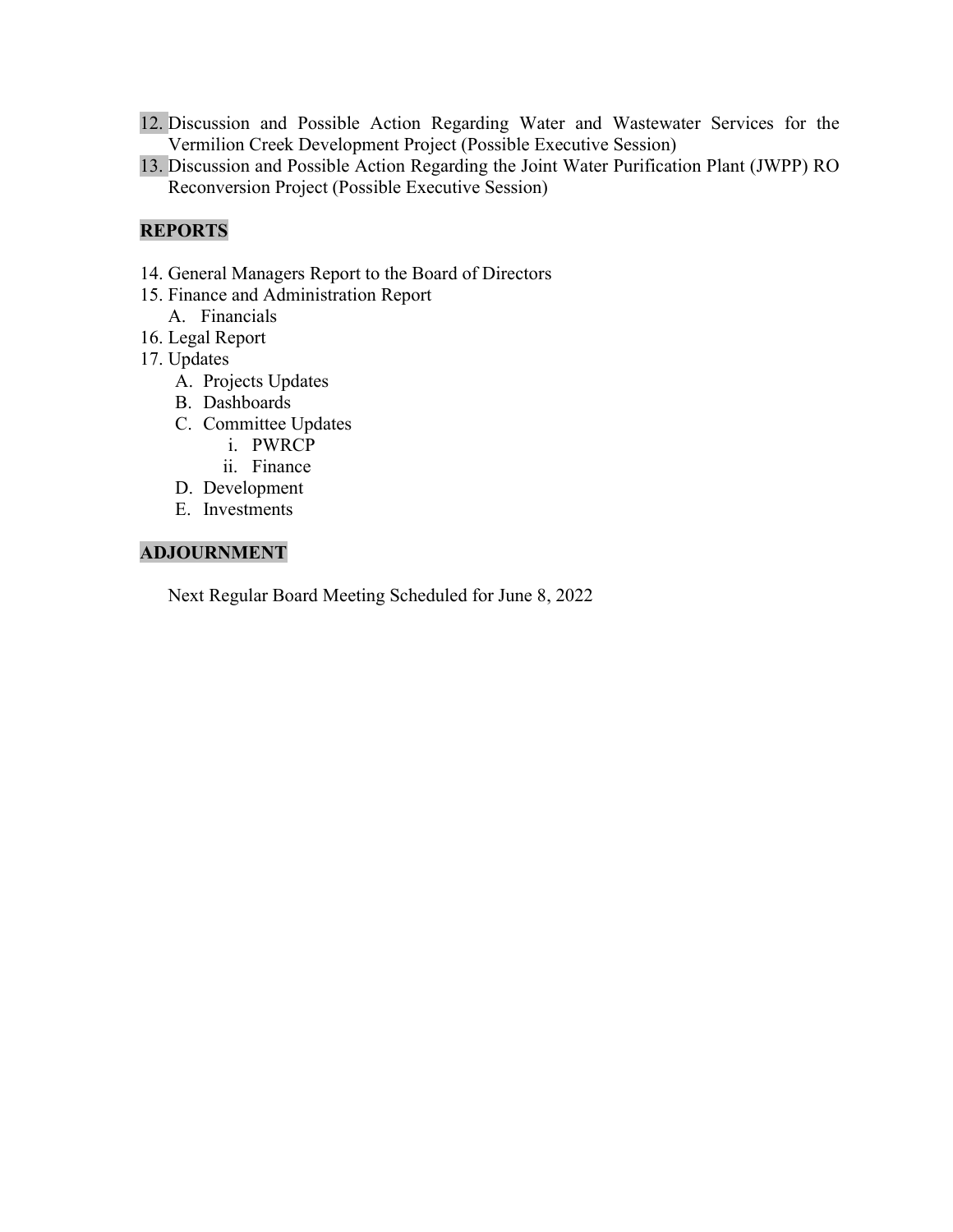12. Discussion and Possible Action Regarding Water and Wastewater Services for the Vermilion Creek Development Project (Possible Executive Session)
13. Discussion and Possible Action Regarding the Joint Water Purification Plant (JWPP) RO Reconversion Project (Possible Executive Session)

**REPORTS**

14. General Managers Report to the Board of Directors
15. Finance and Administration Report
    A. Financials
16. Legal Report
17. Updates
    A. Projects Updates
    B. Dashboards
    C. Committee Updates
       i. PWRCP
       ii. Finance
    D. Development
    E. Investments

**ADJOURNMENT**

Next Regular Board Meeting Scheduled for June 8, 2022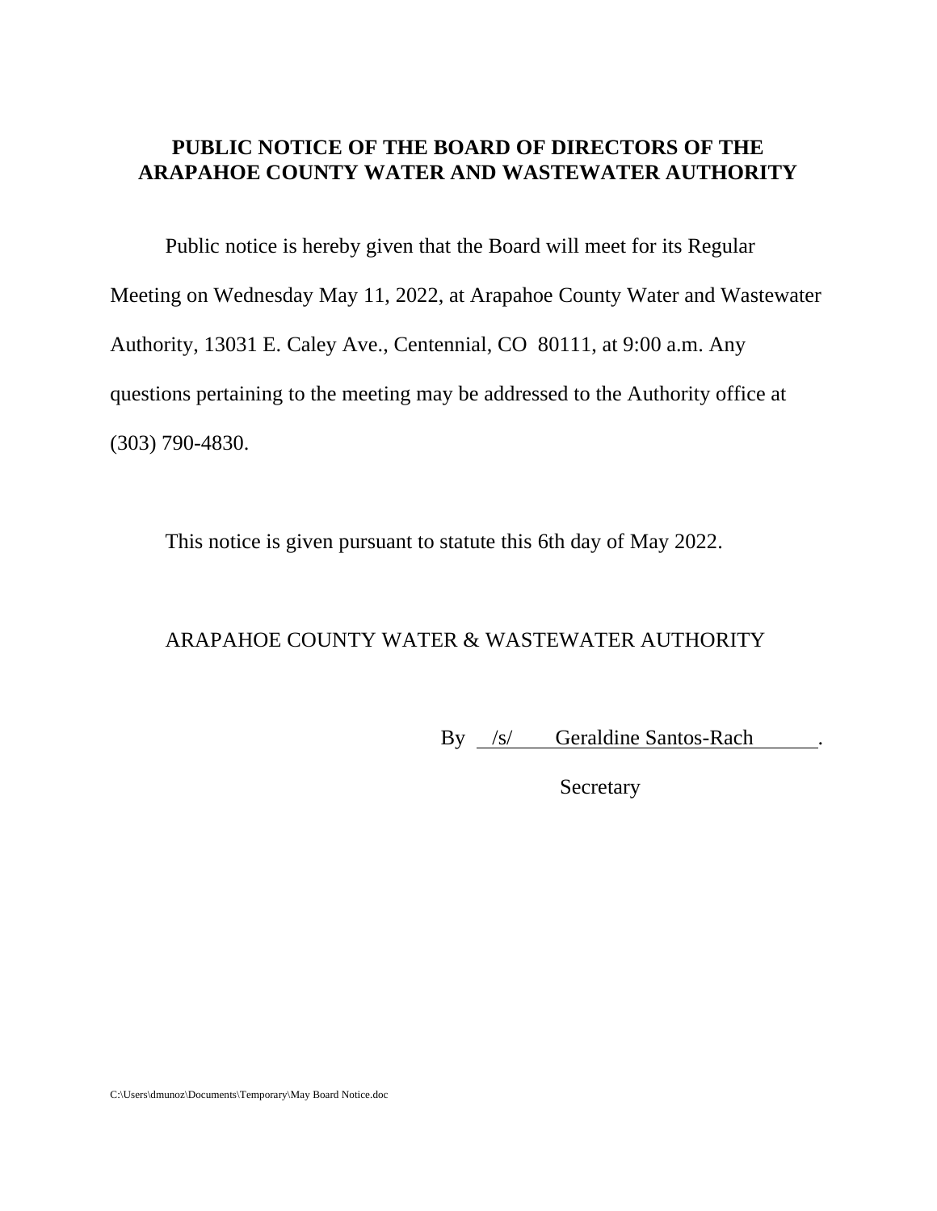**PUBLIC NOTICE OF THE BOARD OF DIRECTORS OF THE ARAPAHOE COUNTY WATER AND WASTEWATER AUTHORITY**

Public notice is hereby given that the Board will meet for its Regular Meeting on Wednesday May 11, 2022, at Arapahoe County Water and Wastewater Authority, 13031 E. Caley Ave., Centennial, CO 80111, at 9:00 a.m. Any questions pertaining to the meeting may be addressed to the Authority office at (303) 790-4830.

This notice is given pursuant to statute this 6th day of May 2022.

ARAPAHOE COUNTY WATER & WASTEWATER AUTHORITY

By /s/ Geraldine Santos-Rach .

Secretary

C:\Users\dmunoz\Documents\Temporary\May Board Notice.doc